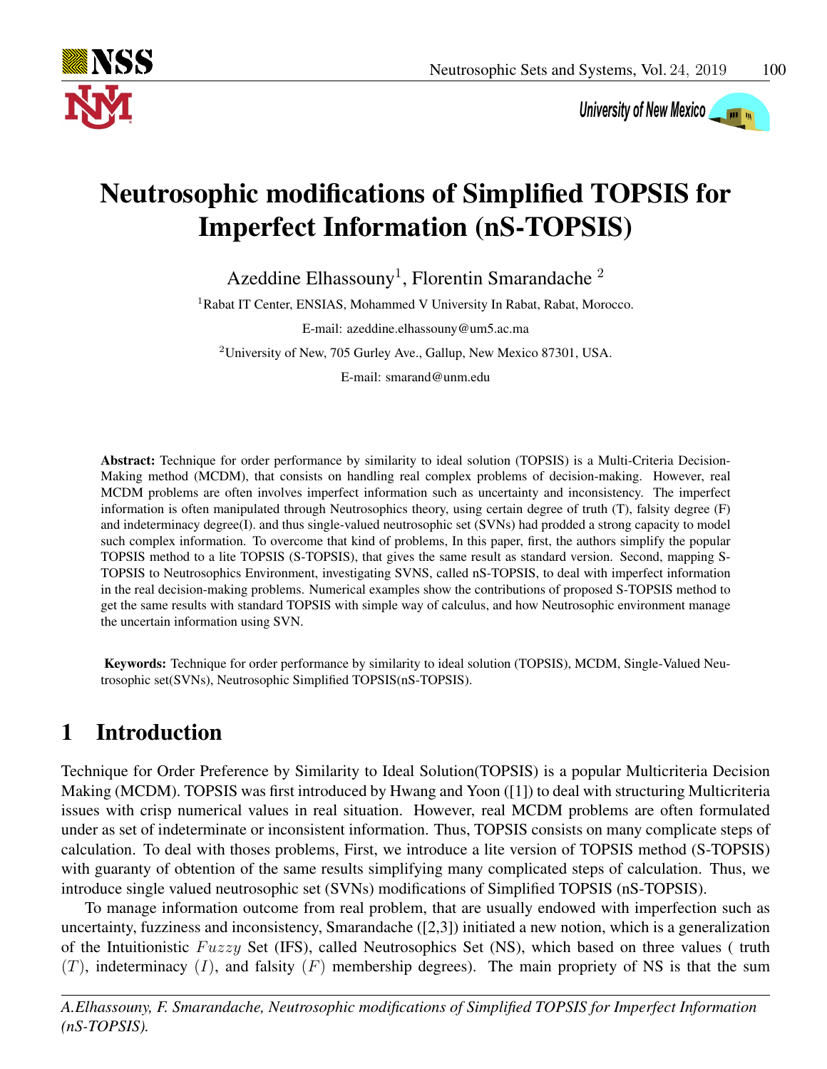# Neutrosophic modifications of Simplified TOPSIS for Imperfect Information (nS-TOPSIS)

Azeddine Elhassouny[1], Florentin Smarandache [2]

[1]Rabat IT Center, ENSIAS, Mohammed V University In Rabat, Rabat, Morocco.

E-mail: azeddine.elhassouny@um5.ac.ma

[2]University of New, 705 Gurley Ave., Gallup, New Mexico 87301, USA.

E-mail: smarand@unm.edu

**Abstract:** Technique for order performance by similarity to ideal solution (TOPSIS) is a Multi-Criteria Decision-Making method (MCDM), that consists on handling real complex problems of decision-making. However, real MCDM problems are often involves imperfect information such as uncertainty and inconsistency. The imperfect information is often manipulated through Neutrosophics theory, using certain degree of truth (T), falsity degree (F) and indeterminacy degree(I). and thus single-valued neutrosophic set (SVNs) had prodded a strong capacity to model such complex information. To overcome that kind of problems, In this paper, first, the authors simplify the popular TOPSIS method to a lite TOPSIS (S-TOPSIS), that gives the same result as standard version. Second, mapping S-TOPSIS to Neutrosophics Environment, investigating SVNS, called nS-TOPSIS, to deal with imperfect information in the real decision-making problems. Numerical examples show the contributions of proposed S-TOPSIS method to get the same results with standard TOPSIS with simple way of calculus, and how Neutrosophic environment manage the uncertain information using SVN.

**Keywords:** Technique for order performance by similarity to ideal solution (TOPSIS), MCDM, Single-Valued Neutrosophic set(SVNs), Neutrosophic Simplified TOPSIS(nS-TOPSIS).

## 1 Introduction

Technique for Order Preference by Similarity to Ideal Solution(TOPSIS) is a popular Multicriteria Decision Making (MCDM). TOPSIS was first introduced by Hwang and Yoon ([1]) to deal with structuring Multicriteria issues with crisp numerical values in real situation. However, real MCDM problems are often formulated under as set of indeterminate or inconsistent information. Thus, TOPSIS consists on many complicate steps of calculation. To deal with thoses problems, First, we introduce a lite version of TOPSIS method (S-TOPSIS) with guaranty of obtention of the same results simplifying many complicated steps of calculation. Thus, we introduce single valued neutrosophic set (SVNs) modifications of Simplified TOPSIS (nS-TOPSIS).

To manage information outcome from real problem, that are usually endowed with imperfection such as uncertainty, fuzziness and inconsistency, Smarandache ([2,3]) initiated a new notion, which is a generalization of the Intuitionistic $Fuzzy$ Set (IFS), called Neutrosophics Set (NS), which based on three values ( truth $(T)$, indeterminacy $(I)$, and falsity $(F)$ membership degrees). The main propriety of NS is that the sum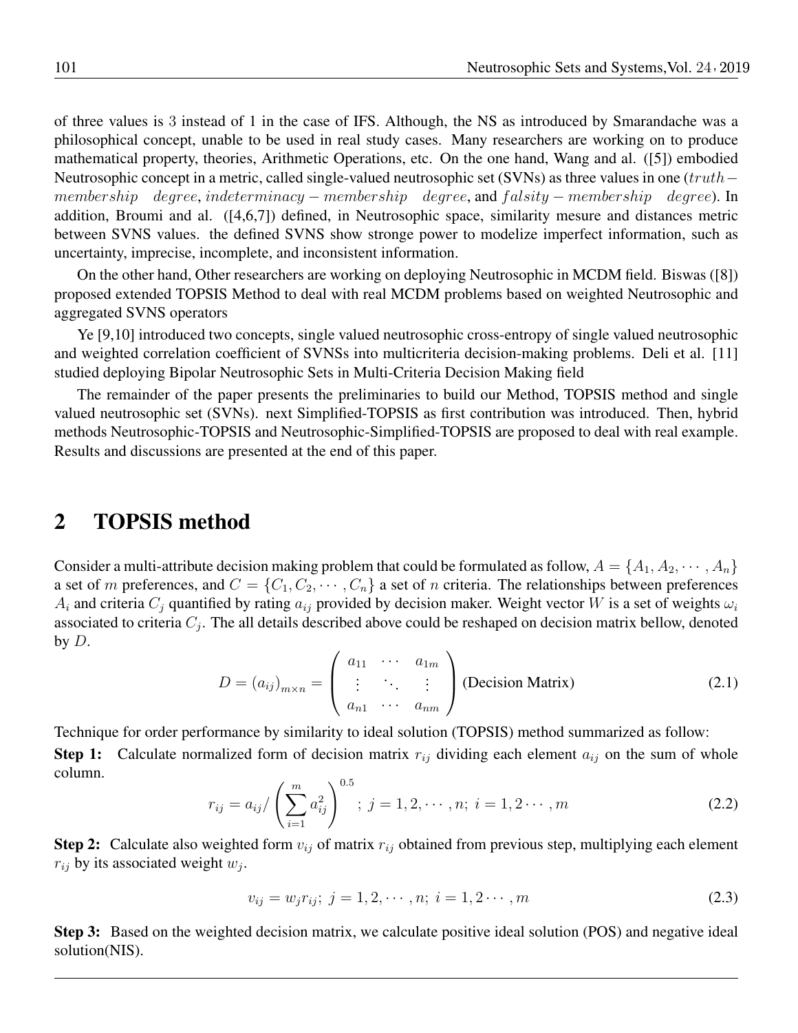of three values is 3 instead of 1 in the case of IFS. Although, the NS as introduced by Smarandache was a philosophical concept, unable to be used in real study cases. Many researchers are working on to produce mathematical property, theories, Arithmetic Operations, etc. On the one hand, Wang and al. ([5]) embodied Neutrosophic concept in a metric, called single-valued neutrosophic set (SVNs) as three values in one ($truth-membership \quad degree$, $indeterminacy-membership \quad degree$, and $falsity-membership \quad degree$). In addition, Broumi and al. ([4,6,7]) defined, in Neutrosophic space, similarity mesure and distances metric between SVNS values. the defined SVNS show stronge power to modelize imperfect information, such as uncertainty, imprecise, incomplete, and inconsistent information.

On the other hand, Other researchers are working on deploying Neutrosophic in MCDM field. Biswas ([8]) proposed extended TOPSIS Method to deal with real MCDM problems based on weighted Neutrosophic and aggregated SVNS operators

Ye [9,10] introduced two concepts, single valued neutrosophic cross-entropy of single valued neutrosophic and weighted correlation coefficient of SVNSs into multicriteria decision-making problems. Deli et al. [11] studied deploying Bipolar Neutrosophic Sets in Multi-Criteria Decision Making field

The remainder of the paper presents the preliminaries to build our Method, TOPSIS method and single valued neutrosophic set (SVNs). next Simplified-TOPSIS as first contribution was introduced. Then, hybrid methods Neutrosophic-TOPSIS and Neutrosophic-Simplified-TOPSIS are proposed to deal with real example. Results and discussions are presented at the end of this paper.

## 2 TOPSIS method

Consider a multi-attribute decision making problem that could be formulated as follow, $A = \{A_1, A_2, \cdots, A_n\}$ a set of $m$ preferences, and $C = \{C_1, C_2, \cdots, C_n\}$ a set of $n$ criteria. The relationships between preferences $A_i$ and criteria $C_j$ quantified by rating $a_{ij}$ provided by decision maker. Weight vector $W$ is a set of weights $\omega_i$ associated to criteria $C_j$. The all details described above could be reshaped on decision matrix bellow, denoted by $D$.

$$D = (a_{ij})_{m\times n} = \begin{pmatrix} a_{11} & \cdots & a_{1m} \\ \vdots & \ddots & \vdots \\ a_{n1} & \cdots & a_{nm} \end{pmatrix} \text{(Decision Matrix)} \tag{2.1}$$

Technique for order performance by similarity to ideal solution (TOPSIS) method summarized as follow:

**Step 1:** Calculate normalized form of decision matrix $r_{ij}$ dividing each element $a_{ij}$ on the sum of whole column.

$$r_{ij} = a_{ij} / \left( \sum_{i=1}^{m} a_{ij}^2 \right)^{0.5} ; \; j = 1, 2, \cdots, n; \; i = 1, 2 \cdots, m \tag{2.2}$$

**Step 2:** Calculate also weighted form $v_{ij}$ of matrix $r_{ij}$ obtained from previous step, multiplying each element $r_{ij}$ by its associated weight $w_j$.

$$v_{ij} = w_j r_{ij}; \; j = 1, 2, \cdots, n; \; i = 1, 2 \cdots, m \tag{2.3}$$

**Step 3:** Based on the weighted decision matrix, we calculate positive ideal solution (POS) and negative ideal solution(NIS).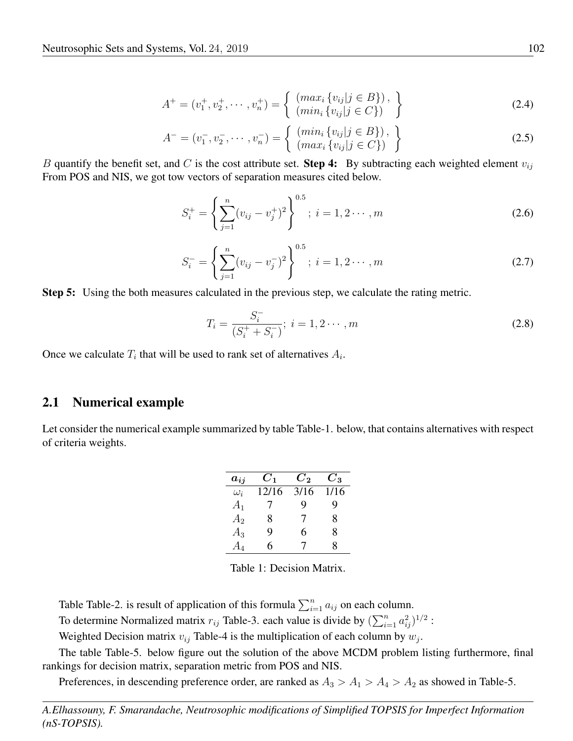$$A^{+} = (v_1^{+}, v_2^{+}, \cdots, v_n^{+}) = \left\{ \begin{array}{l} (max_i \{v_{ij} | j \in B\}), \\ (min_i \{v_{ij} | j \in C\}) \end{array} \right\} \tag{2.4}$$

$$A^{-} = (v_1^{-}, v_2^{-}, \cdots, v_n^{-}) = \left\{ \begin{array}{l} (min_i \{v_{ij} | j \in B\}), \\ (max_i \{v_{ij} | j \in C\}) \end{array} \right\} \tag{2.5}$$

$B$ quantify the benefit set, and $C$ is the cost attribute set. **Step 4:** By subtracting each weighted element $v_{ij}$ From POS and NIS, we got tow vectors of separation measures cited below.

$$S_i^{+} = \left\{ \sum_{j=1}^{n} (v_{ij} - v_j^{+})^2 \right\}^{0.5} ; \; i = 1, 2 \cdots, m \tag{2.6}$$

$$S_i^{-} = \left\{ \sum_{j=1}^{n} (v_{ij} - v_j^{-})^2 \right\}^{0.5} ; \; i = 1, 2 \cdots, m \tag{2.7}$$

**Step 5:** Using the both measures calculated in the previous step, we calculate the rating metric.

$$T_i = \frac{S_i^{-}}{(S_i^{+} + S_i^{-})}; \; i = 1, 2 \cdots, m \tag{2.8}$$

Once we calculate $T_i$ that will be used to rank set of alternatives $A_i$.

## 2.1 Numerical example

Let consider the numerical example summarized by table Table-1. below, that contains alternatives with respect of criteria weights.

| $a_{ij}$ | $C_1$ | $C_2$ | $C_3$ |
|---|---|---|---|
| $\omega_i$ | 12/16 | 3/16 | 1/16 |
| $A_1$ | 7 | 9 | 9 |
| $A_2$ | 8 | 7 | 8 |
| $A_3$ | 9 | 6 | 8 |
| $A_4$ | 6 | 7 | 8 |

Table 1: Decision Matrix.

Table Table-2. is result of application of this formula $\sum_{i=1}^{n} a_{ij}$ on each column.

To determine Normalized matrix $r_{ij}$ Table-3. each value is divide by $(\sum_{i=1}^{n} a_{ij}^2)^{1/2}$ :

Weighted Decision matrix $v_{ij}$ Table-4 is the multiplication of each column by $w_j$.

The table Table-5. below figure out the solution of the above MCDM problem listing furthermore, final rankings for decision matrix, separation metric from POS and NIS.

Preferences, in descending preference order, are ranked as $A_3 > A_1 > A_4 > A_2$ as showed in Table-5.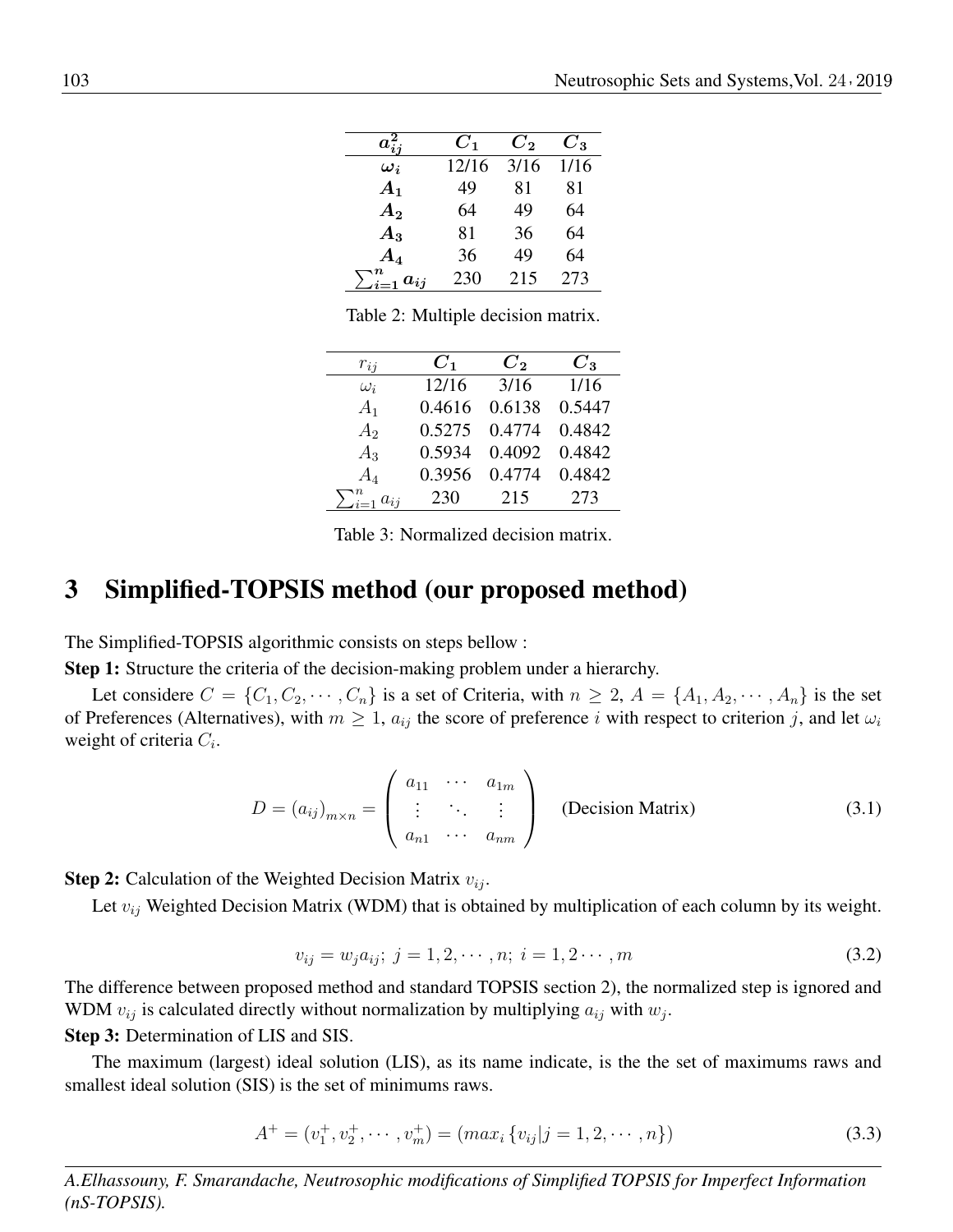| $a^2_{ij}$ | $C_1$ | $C_2$ | $C_3$ |
|---|---|---|---|
| $\omega_i$ | 12/16 | 3/16 | 1/16 |
| $A_1$ | 49 | 81 | 81 |
| $A_2$ | 64 | 49 | 64 |
| $A_3$ | 81 | 36 | 64 |
| $A_4$ | 36 | 49 | 64 |
| $\sum_{i=1}^{n} a_{ij}$ | 230 | 215 | 273 |

Table 2: Multiple decision matrix.

| $r_{ij}$ | $C_1$ | $C_2$ | $C_3$ |
|---|---|---|---|
| $\omega_i$ | 12/16 | 3/16 | 1/16 |
| $A_1$ | 0.4616 | 0.6138 | 0.5447 |
| $A_2$ | 0.5275 | 0.4774 | 0.4842 |
| $A_3$ | 0.5934 | 0.4092 | 0.4842 |
| $A_4$ | 0.3956 | 0.4774 | 0.4842 |
| $\sum_{i=1}^{n} a_{ij}$ | 230 | 215 | 273 |

Table 3: Normalized decision matrix.

# 3 Simplified-TOPSIS method (our proposed method)

The Simplified-TOPSIS algorithmic consists on steps bellow :

**Step 1:** Structure the criteria of the decision-making problem under a hierarchy.

Let considere $C = \{C_1, C_2, \cdots, C_n\}$ is a set of Criteria, with $n \geq 2$, $A = \{A_1, A_2, \cdots, A_n\}$ is the set of Preferences (Alternatives), with $m \geq 1$, $a_{ij}$ the score of preference $i$ with respect to criterion $j$, and let $\omega_i$ weight of criteria $C_i$.

$$D = (a_{ij})_{m \times n} = \begin{pmatrix} a_{11} & \cdots & a_{1m} \\ \vdots & \ddots & \vdots \\ a_{n1} & \cdots & a_{nm} \end{pmatrix} \quad \text{(Decision Matrix)} \tag{3.1}$$

**Step 2:** Calculation of the Weighted Decision Matrix $v_{ij}$.

Let $v_{ij}$ Weighted Decision Matrix (WDM) that is obtained by multiplication of each column by its weight.

$$v_{ij} = w_j a_{ij};\ j = 1, 2, \cdots, n;\ i = 1, 2 \cdots, m \tag{3.2}$$

The difference between proposed method and standard TOPSIS section 2), the normalized step is ignored and WDM $v_{ij}$ is calculated directly without normalization by multiplying $a_{ij}$ with $w_j$.

**Step 3:** Determination of LIS and SIS.

The maximum (largest) ideal solution (LIS), as its name indicate, is the the set of maximums raws and smallest ideal solution (SIS) is the set of minimums raws.

$$A^+ = (v_1^+, v_2^+, \cdots, v_m^+) = (max_i \{v_{ij} | j = 1, 2, \cdots, n\}) \tag{3.3}$$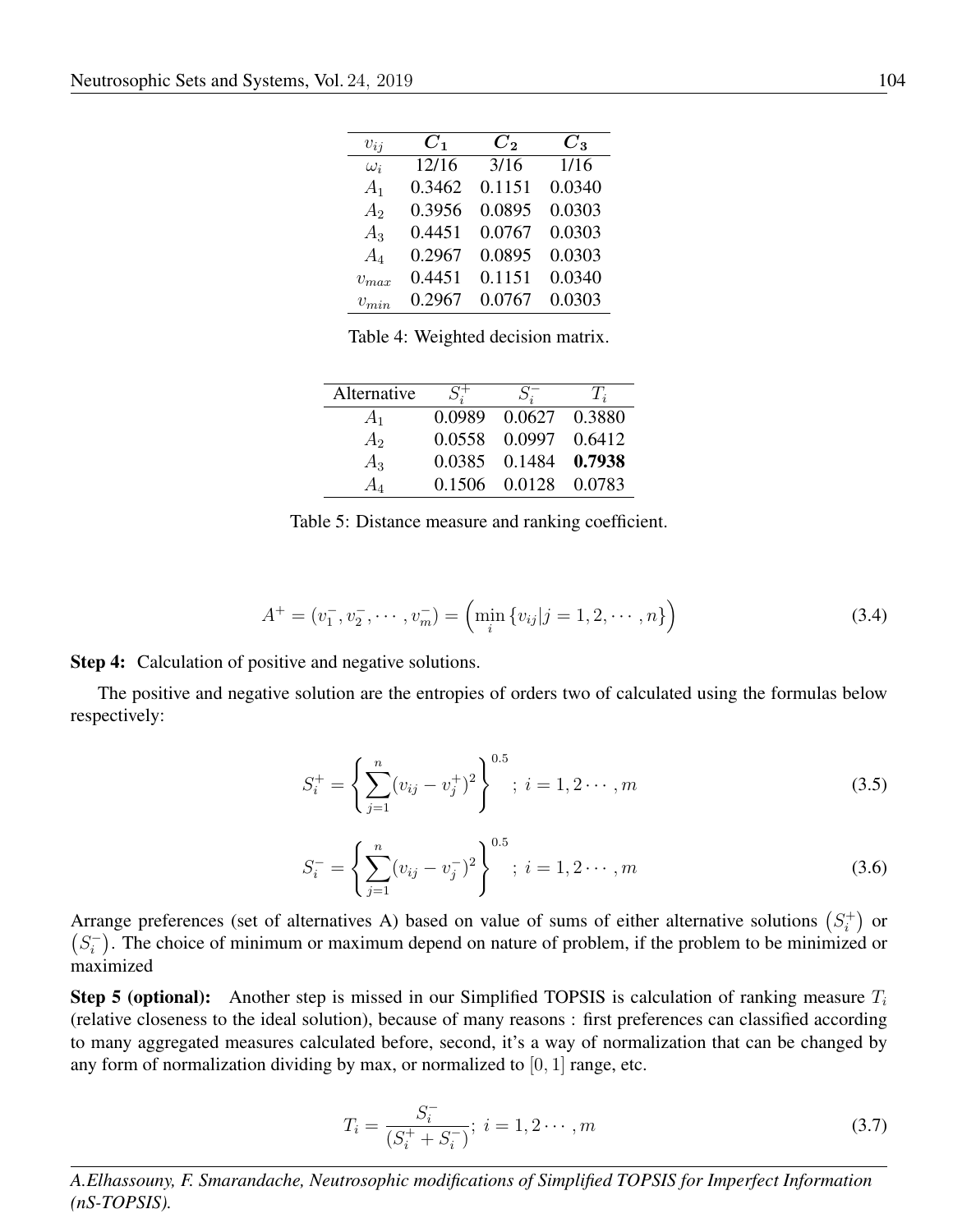| $v_{ij}$ | $C_1$ | $C_2$ | $C_3$ |
|---|---|---|---|
| $\omega_i$ | 12/16 | 3/16 | 1/16 |
| $A_1$ | 0.3462 | 0.1151 | 0.0340 |
| $A_2$ | 0.3956 | 0.0895 | 0.0303 |
| $A_3$ | 0.4451 | 0.0767 | 0.0303 |
| $A_4$ | 0.2967 | 0.0895 | 0.0303 |
| $v_{max}$ | 0.4451 | 0.1151 | 0.0340 |
| $v_{min}$ | 0.2967 | 0.0767 | 0.0303 |

Table 4: Weighted decision matrix.

| Alternative | $S_i^+$ | $S_i^-$ | $T_i$ |
|---|---|---|---|
| $A_1$ | 0.0989 | 0.0627 | 0.3880 |
| $A_2$ | 0.0558 | 0.0997 | 0.6412 |
| $A_3$ | 0.0385 | 0.1484 | **0.7938** |
| $A_4$ | 0.1506 | 0.0128 | 0.0783 |

Table 5: Distance measure and ranking coefficient.

$$A^+ = (v_1^-, v_2^-, \cdots, v_m^-) = \left(\min_i \{v_{ij} | j = 1, 2, \cdots, n\}\right) \tag{3.4}$$

**Step 4:** Calculation of positive and negative solutions.

The positive and negative solution are the entropies of orders two of calculated using the formulas below respectively:

$$S_i^+ = \left\{\sum_{j=1}^{n} (v_{ij} - v_j^+)^2\right\}^{0.5} ; \; i = 1, 2 \cdots, m \tag{3.5}$$

$$S_i^- = \left\{\sum_{j=1}^{n} (v_{ij} - v_j^-)^2\right\}^{0.5} ; \; i = 1, 2 \cdots, m \tag{3.6}$$

Arrange preferences (set of alternatives A) based on value of sums of either alternative solutions $\left(S_i^+\right)$ or $\left(S_i^-\right)$. The choice of minimum or maximum depend on nature of problem, if the problem to be minimized or maximized

**Step 5 (optional):** Another step is missed in our Simplified TOPSIS is calculation of ranking measure $T_i$ (relative closeness to the ideal solution), because of many reasons : first preferences can classified according to many aggregated measures calculated before, second, it's a way of normalization that can be changed by any form of normalization dividing by max, or normalized to $[0, 1]$ range, etc.

$$T_i = \frac{S_i^-}{(S_i^+ + S_i^-)}; \; i = 1, 2 \cdots, m \tag{3.7}$$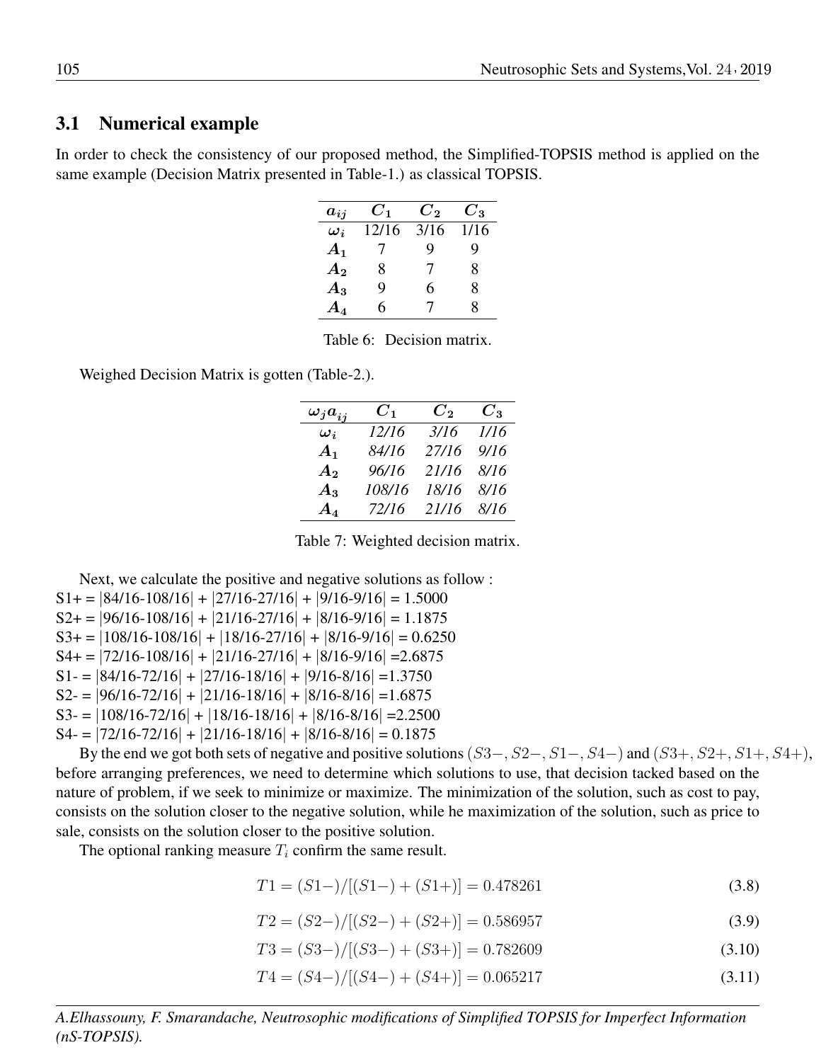## 3.1 Numerical example

In order to check the consistency of our proposed method, the Simplified-TOPSIS method is applied on the same example (Decision Matrix presented in Table-1.) as classical TOPSIS.

| $a_{ij}$ | $C_1$ | $C_2$ | $C_3$ |
|---|---|---|---|
| $\omega_i$ | 12/16 | 3/16 | 1/16 |
| $A_1$ | 7 | 9 | 9 |
| $A_2$ | 8 | 7 | 8 |
| $A_3$ | 9 | 6 | 8 |
| $A_4$ | 6 | 7 | 8 |

Table 6: Decision matrix.

Weighed Decision Matrix is gotten (Table-2.).

| $\omega_j a_{ij}$ | $C_1$ | $C_2$ | $C_3$ |
|---|---|---|---|
| $\omega_i$ | *12/16* | *3/16* | *1/16* |
| $A_1$ | *84/16* | *27/16* | *9/16* |
| $A_2$ | *96/16* | *21/16* | *8/16* |
| $A_3$ | *108/16* | *18/16* | *8/16* |
| $A_4$ | *72/16* | *21/16* | *8/16* |

Table 7: Weighted decision matrix.

Next, we calculate the positive and negative solutions as follow :

S1+ = |84/16-108/16| + |27/16-27/16| + |9/16-9/16| = 1.5000
S2+ = |96/16-108/16| + |21/16-27/16| + |8/16-9/16| = 1.1875
S3+ = |108/16-108/16| + |18/16-27/16| + |8/16-9/16| = 0.6250
S4+ = |72/16-108/16| + |21/16-27/16| + |8/16-9/16| =2.6875
S1- = |84/16-72/16| + |27/16-18/16| + |9/16-8/16| =1.3750
S2- = |96/16-72/16| + |21/16-18/16| + |8/16-8/16| =1.6875
S3- = |108/16-72/16| + |18/16-18/16| + |8/16-8/16| =2.2500
S4- = |72/16-72/16| + |21/16-18/16| + |8/16-8/16| = 0.1875

By the end we got both sets of negative and positive solutions $(S3-, S2-, S1-, S4-)$ and $(S3+, S2+, S1+, S4+)$, before arranging preferences, we need to determine which solutions to use, that decision tacked based on the nature of problem, if we seek to minimize or maximize. The minimization of the solution, such as cost to pay, consists on the solution closer to the negative solution, while he maximization of the solution, such as price to sale, consists on the solution closer to the positive solution.

The optional ranking measure $T_i$ confirm the same result.

$$T1 = (S1-)/[(S1-) + (S1+)] = 0.478261 \tag{3.8}$$

$$T2 = (S2-)/[(S2-) + (S2+)] = 0.586957 \tag{3.9}$$

$$T3 = (S3-)/[(S3-) + (S3+)] = 0.782609 \tag{3.10}$$

$$T4 = (S4-)/[(S4-) + (S4+)] = 0.065217 \tag{3.11}$$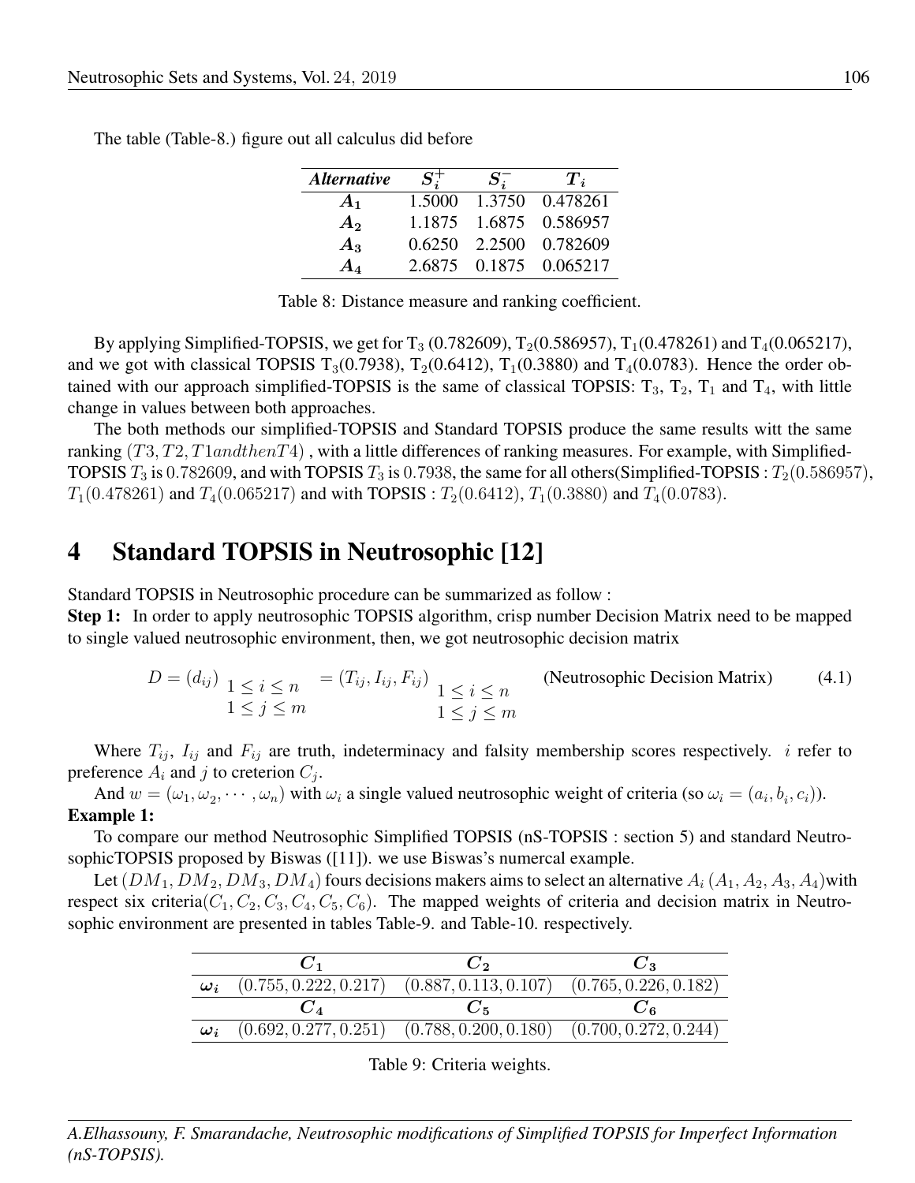The table (Table-8.) figure out all calculus did before

| *Alternative* | $S_i^+$ | $S_i^-$ | $T_i$ |
|---|---|---|---|
| $A_1$ | 1.5000 | 1.3750 | 0.478261 |
| $A_2$ | 1.1875 | 1.6875 | 0.586957 |
| $A_3$ | 0.6250 | 2.2500 | 0.782609 |
| $A_4$ | 2.6875 | 0.1875 | 0.065217 |

Table 8: Distance measure and ranking coefficient.

By applying Simplified-TOPSIS, we get for $T_3$ (0.782609), $T_2$(0.586957), $T_1$(0.478261) and $T_4$(0.065217), and we got with classical TOPSIS $T_3$(0.7938), $T_2$(0.6412), $T_1$(0.3880) and $T_4$(0.0783). Hence the order obtained with our approach simplified-TOPSIS is the same of classical TOPSIS: $T_3$, $T_2$, $T_1$ and $T_4$, with little change in values between both approaches.

The both methods our simplified-TOPSIS and Standard TOPSIS produce the same results witt the same ranking $(T3, T2, T1 and then T4)$ , with a little differences of ranking measures. For example, with Simplified-TOPSIS $T_3$ is $0.782609$, and with TOPSIS $T_3$ is $0.7938$, the same for all others(Simplified-TOPSIS : $T_2(0.586957)$, $T_1(0.478261)$ and $T_4(0.065217)$ and with TOPSIS : $T_2(0.6412)$, $T_1(0.3880)$ and $T_4(0.0783)$.

# 4 Standard TOPSIS in Neutrosophic [12]

Standard TOPSIS in Neutrosophic procedure can be summarized as follow :

**Step 1:** In order to apply neutrosophic TOPSIS algorithm, crisp number Decision Matrix need to be mapped to single valued neutrosophic environment, then, we got neutrosophic decision matrix

$$D = (d_{ij})_{\substack{1 \leq i \leq n \\ 1 \leq j \leq m}} = (T_{ij}, I_{ij}, F_{ij})_{\substack{1 \leq i \leq n \\ 1 \leq j \leq m}} \quad \text{(Neutrosophic Decision Matrix)} \tag{4.1}$$

Where $T_{ij}$, $I_{ij}$ and $F_{ij}$ are truth, indeterminacy and falsity membership scores respectively. $i$ refer to preference $A_i$ and $j$ to creterion $C_j$.

And $w = (\omega_1, \omega_2, \cdots, \omega_n)$ with $\omega_i$ a single valued neutrosophic weight of criteria (so $\omega_i = (a_i, b_i, c_i)$).

**Example 1:**

To compare our method Neutrosophic Simplified TOPSIS (nS-TOPSIS : section 5) and standard NeutrosophicTOPSIS proposed by Biswas ([11]). we use Biswas's numercal example.

Let $(DM_1, DM_2, DM_3, DM_4)$ fours decisions makers aims to select an alternative $A_i$ $(A_1, A_2, A_3, A_4)$with respect six criteria$(C_1, C_2, C_3, C_4, C_5, C_6)$. The mapped weights of criteria and decision matrix in Neutrosophic environment are presented in tables Table-9. and Table-10. respectively.

| | $C_1$ | $C_2$ | $C_3$ |
|---|---|---|---|
| $\omega_i$ | $(0.755, 0.222, 0.217)$ | $(0.887, 0.113, 0.107)$ | $(0.765, 0.226, 0.182)$ |
| | $C_4$ | $C_5$ | $C_6$ |
| $\omega_i$ | $(0.692, 0.277, 0.251)$ | $(0.788, 0.200, 0.180)$ | $(0.700, 0.272, 0.244)$ |

Table 9: Criteria weights.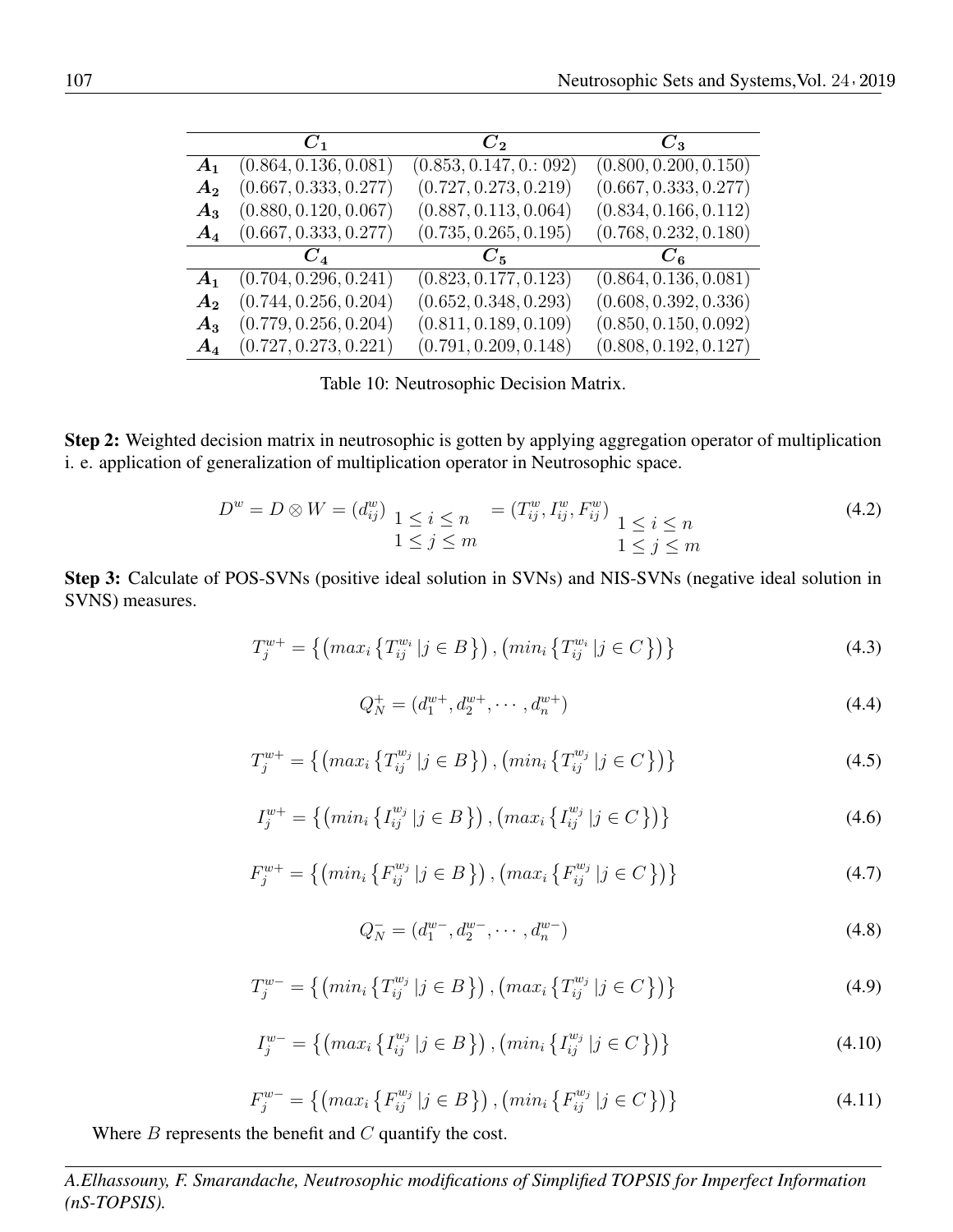|  | $C_1$ | $C_2$ | $C_3$ |
|---|---|---|---|
| $A_1$ | $(0.864, 0.136, 0.081)$ | $(0.853, 0.147, 0.: 092)$ | $(0.800, 0.200, 0.150)$ |
| $A_2$ | $(0.667, 0.333, 0.277)$ | $(0.727, 0.273, 0.219)$ | $(0.667, 0.333, 0.277)$ |
| $A_3$ | $(0.880, 0.120, 0.067)$ | $(0.887, 0.113, 0.064)$ | $(0.834, 0.166, 0.112)$ |
| $A_4$ | $(0.667, 0.333, 0.277)$ | $(0.735, 0.265, 0.195)$ | $(0.768, 0.232, 0.180)$ |
|  | $C_4$ | $C_5$ | $C_6$ |
| $A_1$ | $(0.704, 0.296, 0.241)$ | $(0.823, 0.177, 0.123)$ | $(0.864, 0.136, 0.081)$ |
| $A_2$ | $(0.744, 0.256, 0.204)$ | $(0.652, 0.348, 0.293)$ | $(0.608, 0.392, 0.336)$ |
| $A_3$ | $(0.779, 0.256, 0.204)$ | $(0.811, 0.189, 0.109)$ | $(0.850, 0.150, 0.092)$ |
| $A_4$ | $(0.727, 0.273, 0.221)$ | $(0.791, 0.209, 0.148)$ | $(0.808, 0.192, 0.127)$ |

Table 10: Neutrosophic Decision Matrix.

**Step 2:** Weighted decision matrix in neutrosophic is gotten by applying aggregation operator of multiplication i. e. application of generalization of multiplication operator in Neutrosophic space.

$$D^w = D \otimes W = (d_{ij}^w)_{\substack{1 \leq i \leq n \\ 1 \leq j \leq m}} = (T_{ij}^w, I_{ij}^w, F_{ij}^w)_{\substack{1 \leq i \leq n \\ 1 \leq j \leq m}} \tag{4.2}$$

**Step 3:** Calculate of POS-SVNs (positive ideal solution in SVNs) and NIS-SVNs (negative ideal solution in SVNS) measures.

$$T_j^{w+} = \left\{ \left( max_i \left\{ T_{ij}^{w_i} \,|j \in B \right\} \right), \left( min_i \left\{ T_{ij}^{w_i} \,|j \in C \right\} \right) \right\} \tag{4.3}$$

$$Q_N^+ = (d_1^{w+}, d_2^{w+}, \cdots, d_n^{w+}) \tag{4.4}$$

$$T_j^{w+} = \left\{ \left( max_i \left\{ T_{ij}^{w_j} \,|j \in B \right\} \right), \left( min_i \left\{ T_{ij}^{w_j} \,|j \in C \right\} \right) \right\} \tag{4.5}$$

$$I_j^{w+} = \left\{ \left( min_i \left\{ I_{ij}^{w_j} \,|j \in B \right\} \right), \left( max_i \left\{ I_{ij}^{w_j} \,|j \in C \right\} \right) \right\} \tag{4.6}$$

$$F_j^{w+} = \left\{ \left( min_i \left\{ F_{ij}^{w_j} \,|j \in B \right\} \right), \left( max_i \left\{ F_{ij}^{w_j} \,|j \in C \right\} \right) \right\} \tag{4.7}$$

$$Q_N^- = (d_1^{w-}, d_2^{w-}, \cdots, d_n^{w-}) \tag{4.8}$$

$$T_j^{w-} = \left\{ \left( min_i \left\{ T_{ij}^{w_j} \,|j \in B \right\} \right), \left( max_i \left\{ T_{ij}^{w_j} \,|j \in C \right\} \right) \right\} \tag{4.9}$$

$$I_j^{w-} = \left\{ \left( max_i \left\{ I_{ij}^{w_j} \,|j \in B \right\} \right), \left( min_i \left\{ I_{ij}^{w_j} \,|j \in C \right\} \right) \right\} \tag{4.10}$$

$$F_j^{w-} = \left\{ \left( max_i \left\{ F_{ij}^{w_j} \,|j \in B \right\} \right), \left( min_i \left\{ F_{ij}^{w_j} \,|j \in C \right\} \right) \right\} \tag{4.11}$$

Where $B$ represents the benefit and $C$ quantify the cost.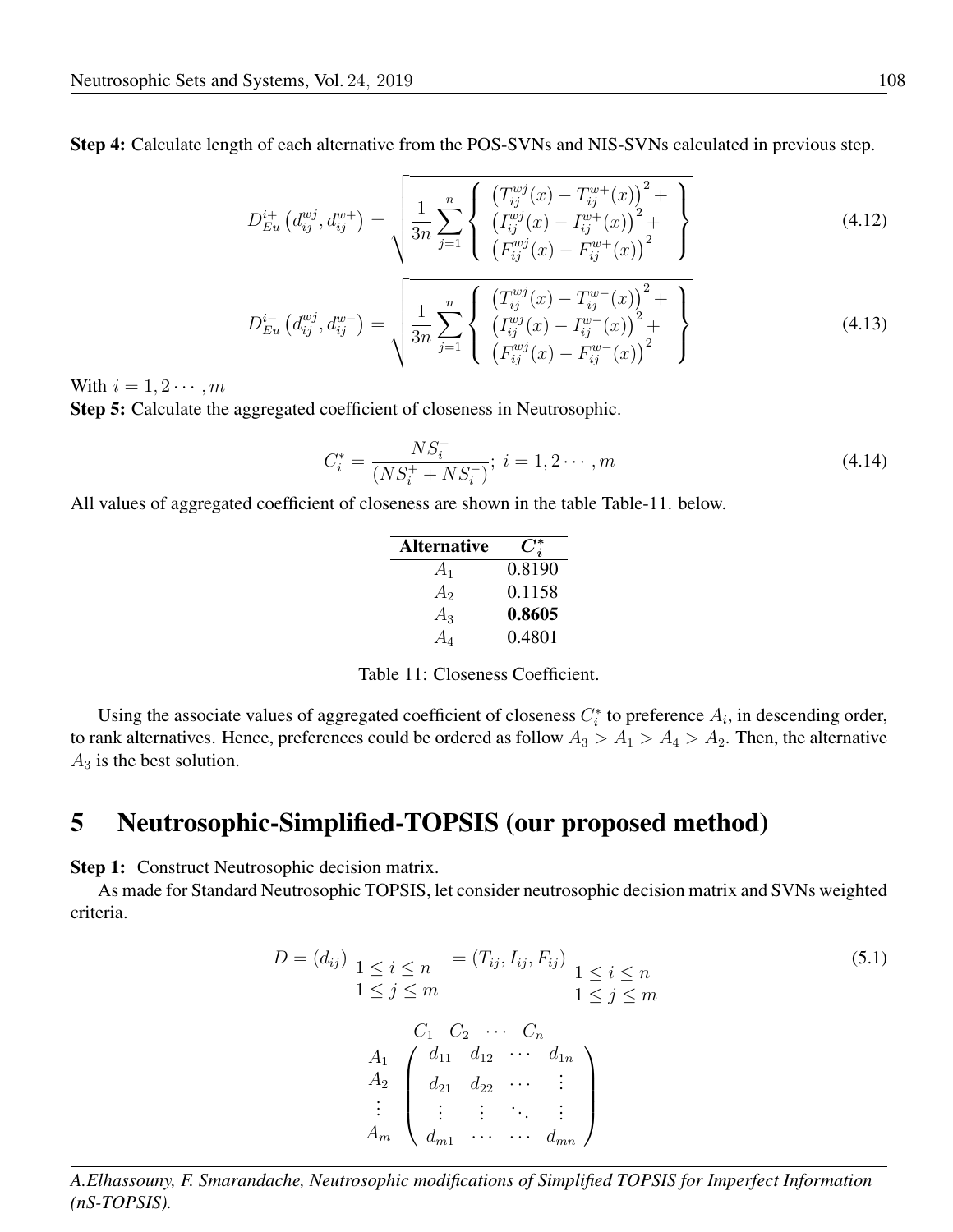**Step 4:** Calculate length of each alternative from the POS-SVNs and NIS-SVNs calculated in previous step.

$$D_{Eu}^{i+}\left(d_{ij}^{wj}, d_{ij}^{w+}\right) = \sqrt{\frac{1}{3n}\sum_{j=1}^{n}\left\{ \begin{array}{l} \left(T_{ij}^{wj}(x) - T_{ij}^{w+}(x)\right)^2 + \\ \left(I_{ij}^{wj}(x) - I_{ij}^{w+}(x)\right)^2 + \\ \left(F_{ij}^{wj}(x) - F_{ij}^{w+}(x)\right)^2 \end{array} \right\}} \tag{4.12}$$

$$D_{Eu}^{i-}\left(d_{ij}^{wj}, d_{ij}^{w-}\right) = \sqrt{\frac{1}{3n}\sum_{j=1}^{n}\left\{ \begin{array}{l} \left(T_{ij}^{wj}(x) - T_{ij}^{w-}(x)\right)^2 + \\ \left(I_{ij}^{wj}(x) - I_{ij}^{w-}(x)\right)^2 + \\ \left(F_{ij}^{wj}(x) - F_{ij}^{w-}(x)\right)^2 \end{array} \right\}} \tag{4.13}$$

With $i = 1, 2 \cdots, m$

**Step 5:** Calculate the aggregated coefficient of closeness in Neutrosophic.

$$C_i^* = \frac{NS_i^-}{(NS_i^+ + NS_i^-)};\ i = 1, 2 \cdots, m \tag{4.14}$$

All values of aggregated coefficient of closeness are shown in the table Table-11. below.

| Alternative | $C_i^*$ |
|---|---|
| $A_1$ | 0.8190 |
| $A_2$ | 0.1158 |
| $A_3$ | **0.8605** |
| $A_4$ | 0.4801 |

Table 11: Closeness Coefficient.

Using the associate values of aggregated coefficient of closeness $C_i^*$ to preference $A_i$, in descending order, to rank alternatives. Hence, preferences could be ordered as follow $A_3 > A_1 > A_4 > A_2$. Then, the alternative $A_3$ is the best solution.

## 5 Neutrosophic-Simplified-TOPSIS (our proposed method)

**Step 1:** Construct Neutrosophic decision matrix.

As made for Standard Neutrosophic TOPSIS, let consider neutrosophic decision matrix and SVNs weighted criteria.

$$D = (d_{ij})_{\substack{1 \le i \le n \\ 1 \le j \le m}} = (T_{ij}, I_{ij}, F_{ij})_{\substack{1 \le i \le n \\ 1 \le j \le m}} \tag{5.1}$$

$$\begin{array}{c} \\ A_1 \\ A_2 \\ \vdots \\ A_m \end{array} \begin{array}{c} \begin{array}{cccc} C_1 & C_2 & \cdots & C_n \end{array} \\ \begin{pmatrix} d_{11} & d_{12} & \cdots & d_{1n} \\ d_{21} & d_{22} & \cdots & \vdots \\ \vdots & \vdots & \ddots & \vdots \\ d_{m1} & \cdots & \cdots & d_{mn} \end{pmatrix} \end{array}$$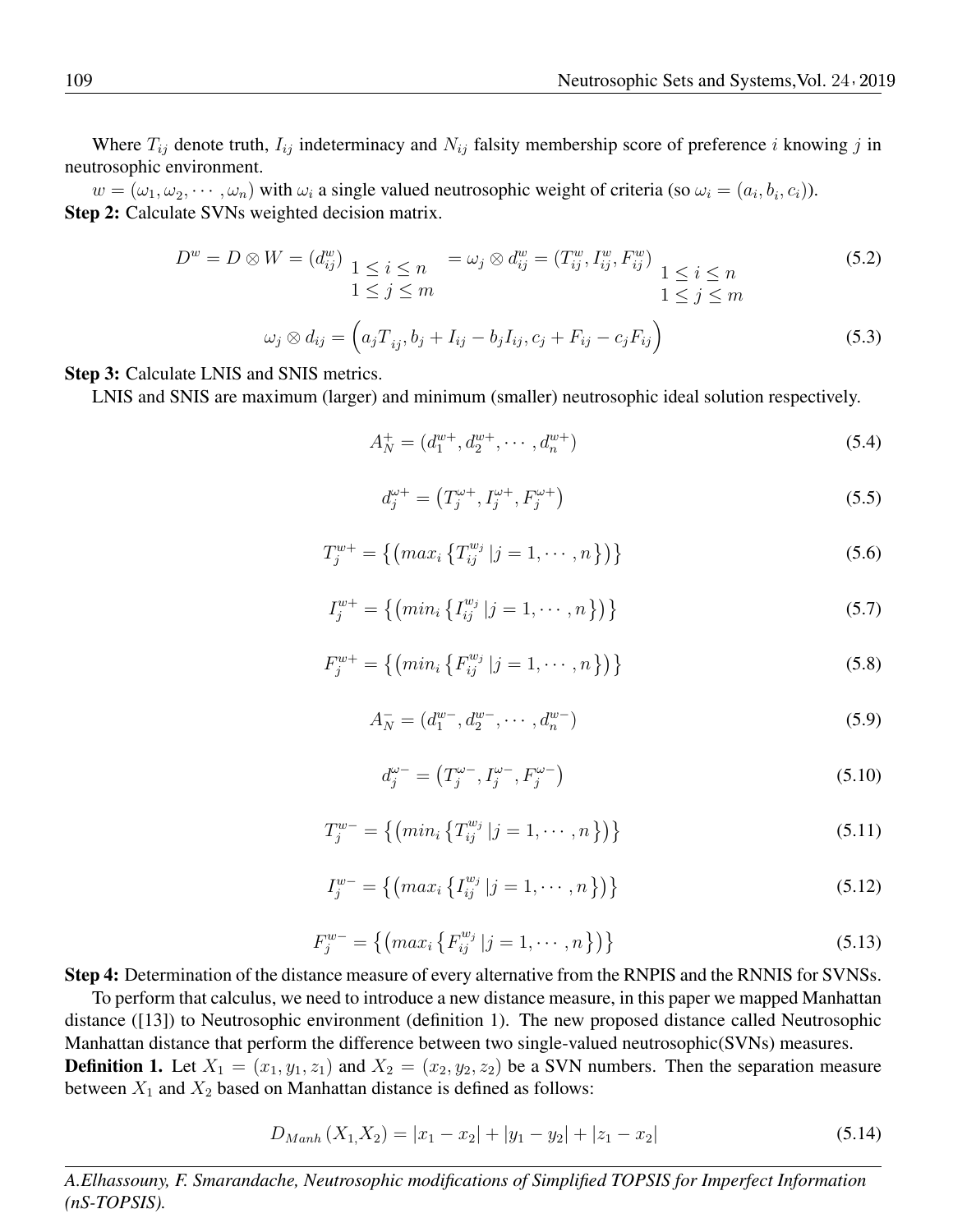Where $T_{ij}$ denote truth, $I_{ij}$ indeterminacy and $N_{ij}$ falsity membership score of preference $i$ knowing $j$ in neutrosophic environment.

$w = (\omega_1, \omega_2, \cdots, \omega_n)$ with $\omega_i$ a single valued neutrosophic weight of criteria (so $\omega_i = (a_i, b_i, c_i)$).

**Step 2:** Calculate SVNs weighted decision matrix.

$$D^w = D \otimes W = (d_{ij}^w)_{\substack{1 \le i \le n \\ 1 \le j \le m}} = \omega_j \otimes d_{ij}^w = (T_{ij}^w, I_{ij}^w, F_{ij}^w)_{\substack{1 \le i \le n \\ 1 \le j \le m}} \tag{5.2}$$

$$\omega_j \otimes d_{ij} = \left(a_j T_{ij}, b_j + I_{ij} - b_j I_{ij}, c_j + F_{ij} - c_j F_{ij}\right) \tag{5.3}$$

**Step 3:** Calculate LNIS and SNIS metrics.

LNIS and SNIS are maximum (larger) and minimum (smaller) neutrosophic ideal solution respectively.

$$A_N^+ = (d_1^{w+}, d_2^{w+}, \cdots, d_n^{w+}) \tag{5.4}$$

$$d_j^{\omega+} = \left(T_j^{\omega+}, I_j^{\omega+}, F_j^{\omega+}\right) \tag{5.5}$$

$$T_j^{w+} = \left\{\left(max_i \left\{T_{ij}^{w_j} \,|j = 1, \cdots, n\right\}\right)\right\} \tag{5.6}$$

$$I_j^{w+} = \left\{\left(min_i \left\{I_{ij}^{w_j} \,|j = 1, \cdots, n\right\}\right)\right\} \tag{5.7}$$

$$F_j^{w+} = \left\{\left(min_i \left\{F_{ij}^{w_j} \,|j = 1, \cdots, n\right\}\right)\right\} \tag{5.8}$$

$$A_N^- = (d_1^{w-}, d_2^{w-}, \cdots, d_n^{w-}) \tag{5.9}$$

$$d_j^{\omega-} = \left(T_j^{\omega-}, I_j^{\omega-}, F_j^{\omega-}\right) \tag{5.10}$$

$$T_j^{w-} = \left\{\left(min_i \left\{T_{ij}^{w_j} \,|j = 1, \cdots, n\right\}\right)\right\} \tag{5.11}$$

$$I_j^{w-} = \left\{\left(max_i \left\{I_{ij}^{w_j} \,|j = 1, \cdots, n\right\}\right)\right\} \tag{5.12}$$

$$F_j^{w-} = \left\{\left(max_i \left\{F_{ij}^{w_j} \,|j = 1, \cdots, n\right\}\right)\right\} \tag{5.13}$$

**Step 4:** Determination of the distance measure of every alternative from the RNPIS and the RNNIS for SVNSs.

To perform that calculus, we need to introduce a new distance measure, in this paper we mapped Manhattan distance ([13]) to Neutrosophic environment (definition 1). The new proposed distance called Neutrosophic Manhattan distance that perform the difference between two single-valued neutrosophic(SVNs) measures.

**Definition 1.** Let $X_1 = (x_1, y_1, z_1)$ and $X_2 = (x_2, y_2, z_2)$ be a SVN numbers. Then the separation measure between $X_1$ and $X_2$ based on Manhattan distance is defined as follows:

$$D_{Manh}\left(X_{1,} X_2\right) = |x_1 - x_2| + |y_1 - y_2| + |z_1 - x_2| \tag{5.14}$$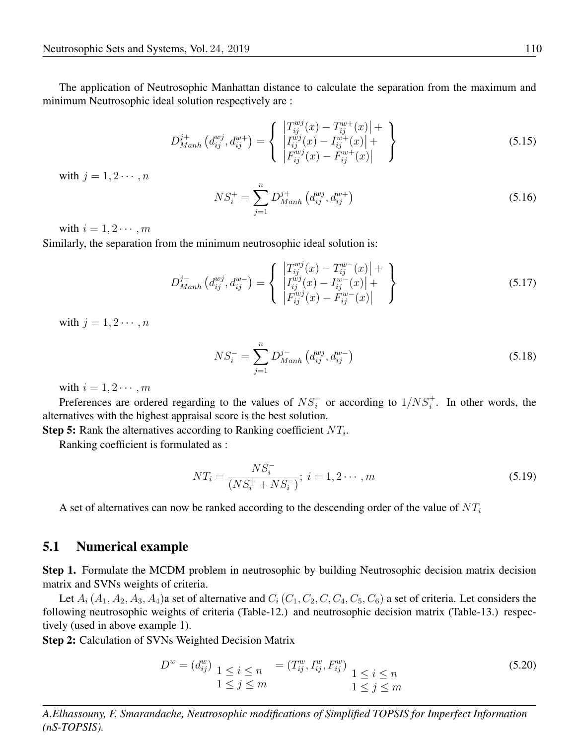The application of Neutrosophic Manhattan distance to calculate the separation from the maximum and minimum Neutrosophic ideal solution respectively are :

$$D^{j+}_{Manh}\left(d^{wj}_{ij}, d^{w+}_{ij}\right) = \left\{ \begin{array}{c} \left|T^{wj}_{ij}(x) - T^{w+}_{ij}(x)\right| + \\ \left|I^{wj}_{ij}(x) - I^{w+}_{ij}(x)\right| + \\ \left|F^{wj}_{ij}(x) - F^{w+}_{ij}(x)\right| \end{array} \right\} \tag{5.15}$$

with $j = 1, 2 \cdots, n$

$$NS^{+}_{i} = \sum_{j=1}^{n} D^{j+}_{Manh}\left(d^{wj}_{ij}, d^{w+}_{ij}\right) \tag{5.16}$$

with $i = 1, 2 \cdots, m$

Similarly, the separation from the minimum neutrosophic ideal solution is:

$$D^{j-}_{Manh}\left(d^{wj}_{ij}, d^{w-}_{ij}\right) = \left\{ \begin{array}{c} \left|T^{wj}_{ij}(x) - T^{w-}_{ij}(x)\right| + \\ \left|I^{wj}_{ij}(x) - I^{w-}_{ij}(x)\right| + \\ \left|F^{wj}_{ij}(x) - F^{w-}_{ij}(x)\right| \end{array} \right\} \tag{5.17}$$

with $j = 1, 2 \cdots, n$

$$NS^{-}_{i} = \sum_{j=1}^{n} D^{j-}_{Manh}\left(d^{wj}_{ij}, d^{w-}_{ij}\right) \tag{5.18}$$

with $i = 1, 2 \cdots, m$

Preferences are ordered regarding to the values of $NS^{-}_{i}$ or according to $1/NS^{+}_{i}$. In other words, the alternatives with the highest appraisal score is the best solution.

**Step 5:** Rank the alternatives according to Ranking coefficient $NT_i$.

Ranking coefficient is formulated as :

$$NT_i = \frac{NS^{-}_{i}}{\left(NS^{+}_{i} + NS^{-}_{i}\right)};\ i = 1, 2 \cdots, m \tag{5.19}$$

A set of alternatives can now be ranked according to the descending order of the value of $NT_i$

## 5.1 Numerical example

**Step 1.** Formulate the MCDM problem in neutrosophic by building Neutrosophic decision matrix decision matrix and SVNs weights of criteria.

Let $A_i\,(A_1, A_2, A_3, A_4)$a set of alternative and $C_i\,(C_1, C_2, C, C_4, C_5, C_6)$ a set of criteria. Let considers the following neutrosophic weights of criteria (Table-12.) and neutrosophic decision matrix (Table-13.) respectively (used in above example 1).

**Step 2:** Calculation of SVNs Weighted Decision Matrix

$$D^{w} = \left(d^{w}_{ij}\right)_{\substack{1 \le i \le n \\ 1 \le j \le m}} = \left(T^{w}_{ij}, I^{w}_{ij}, F^{w}_{ij}\right)_{\substack{1 \le i \le n \\ 1 \le j \le m}} \tag{5.20}$$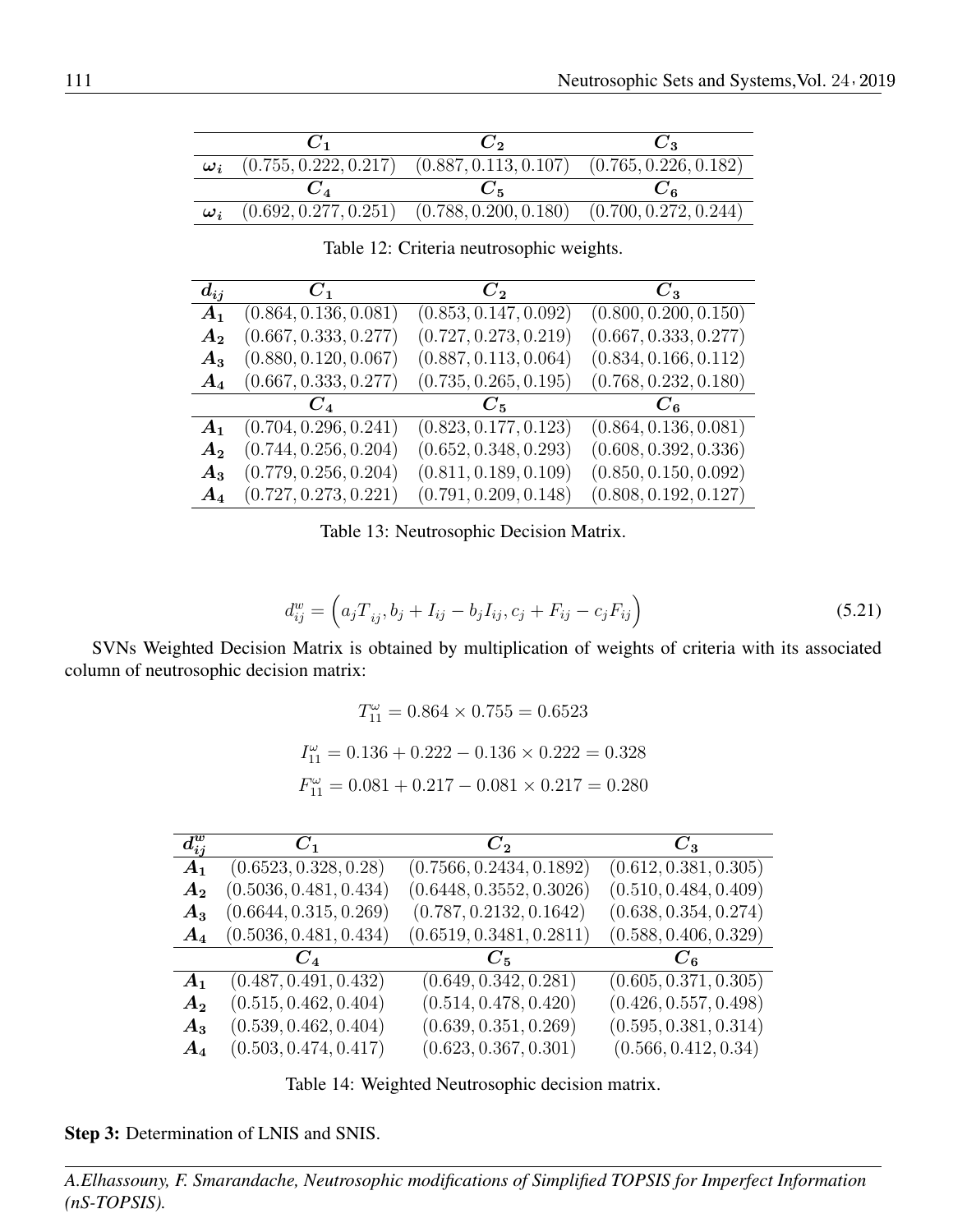| | $C_1$ | $C_2$ | $C_3$ |
|---|---|---|---|
| $\omega_i$ | $(0.755, 0.222, 0.217)$ | $(0.887, 0.113, 0.107)$ | $(0.765, 0.226, 0.182)$ |
| | $C_4$ | $C_5$ | $C_6$ |
| $\omega_i$ | $(0.692, 0.277, 0.251)$ | $(0.788, 0.200, 0.180)$ | $(0.700, 0.272, 0.244)$ |

Table 12: Criteria neutrosophic weights.

| $d_{ij}$ | $C_1$ | $C_2$ | $C_3$ |
|---|---|---|---|
| $A_1$ | $(0.864, 0.136, 0.081)$ | $(0.853, 0.147, 0.092)$ | $(0.800, 0.200, 0.150)$ |
| $A_2$ | $(0.667, 0.333, 0.277)$ | $(0.727, 0.273, 0.219)$ | $(0.667, 0.333, 0.277)$ |
| $A_3$ | $(0.880, 0.120, 0.067)$ | $(0.887, 0.113, 0.064)$ | $(0.834, 0.166, 0.112)$ |
| $A_4$ | $(0.667, 0.333, 0.277)$ | $(0.735, 0.265, 0.195)$ | $(0.768, 0.232, 0.180)$ |
| | $C_4$ | $C_5$ | $C_6$ |
| $A_1$ | $(0.704, 0.296, 0.241)$ | $(0.823, 0.177, 0.123)$ | $(0.864, 0.136, 0.081)$ |
| $A_2$ | $(0.744, 0.256, 0.204)$ | $(0.652, 0.348, 0.293)$ | $(0.608, 0.392, 0.336)$ |
| $A_3$ | $(0.779, 0.256, 0.204)$ | $(0.811, 0.189, 0.109)$ | $(0.850, 0.150, 0.092)$ |
| $A_4$ | $(0.727, 0.273, 0.221)$ | $(0.791, 0.209, 0.148)$ | $(0.808, 0.192, 0.127)$ |

Table 13: Neutrosophic Decision Matrix.

$$d_{ij}^{w} = \left(a_j T_{ij}, b_j + I_{ij} - b_j I_{ij}, c_j + F_{ij} - c_j F_{ij}\right) \tag{5.21}$$

SVNs Weighted Decision Matrix is obtained by multiplication of weights of criteria with its associated column of neutrosophic decision matrix:

$$T_{11}^{\omega} = 0.864 \times 0.755 = 0.6523$$

$$I_{11}^{\omega} = 0.136 + 0.222 - 0.136 \times 0.222 = 0.328$$

$$F_{11}^{\omega} = 0.081 + 0.217 - 0.081 \times 0.217 = 0.280$$

| $d_{ij}^{w}$ | $C_1$ | $C_2$ | $C_3$ |
|---|---|---|---|
| $A_1$ | $(0.6523, 0.328, 0.28)$ | $(0.7566, 0.2434, 0.1892)$ | $(0.612, 0.381, 0.305)$ |
| $A_2$ | $(0.5036, 0.481, 0.434)$ | $(0.6448, 0.3552, 0.3026)$ | $(0.510, 0.484, 0.409)$ |
| $A_3$ | $(0.6644, 0.315, 0.269)$ | $(0.787, 0.2132, 0.1642)$ | $(0.638, 0.354, 0.274)$ |
| $A_4$ | $(0.5036, 0.481, 0.434)$ | $(0.6519, 0.3481, 0.2811)$ | $(0.588, 0.406, 0.329)$ |
| | $C_4$ | $C_5$ | $C_6$ |
| $A_1$ | $(0.487, 0.491, 0.432)$ | $(0.649, 0.342, 0.281)$ | $(0.605, 0.371, 0.305)$ |
| $A_2$ | $(0.515, 0.462, 0.404)$ | $(0.514, 0.478, 0.420)$ | $(0.426, 0.557, 0.498)$ |
| $A_3$ | $(0.539, 0.462, 0.404)$ | $(0.639, 0.351, 0.269)$ | $(0.595, 0.381, 0.314)$ |
| $A_4$ | $(0.503, 0.474, 0.417)$ | $(0.623, 0.367, 0.301)$ | $(0.566, 0.412, 0.34)$ |

Table 14: Weighted Neutrosophic decision matrix.

**Step 3:** Determination of LNIS and SNIS.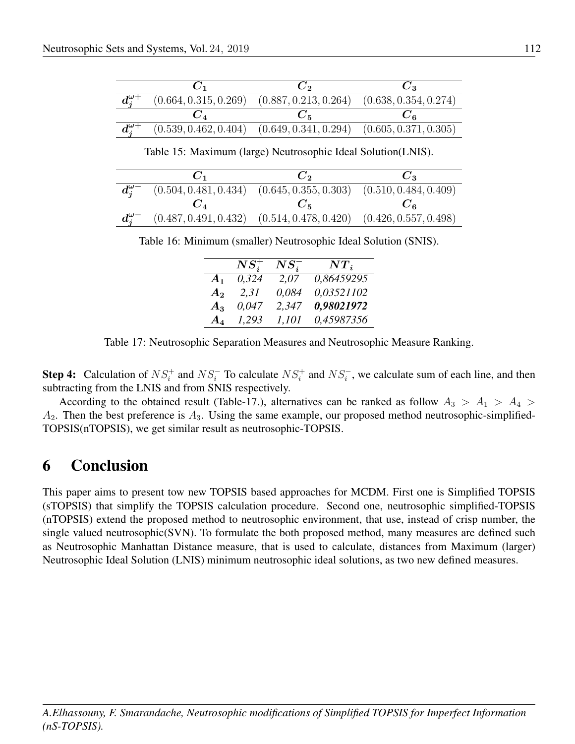|  | $C_1$ | $C_2$ | $C_3$ |
|---|---|---|---|
| $d_j^{\omega+}$ | $(0.664, 0.315, 0.269)$ | $(0.887, 0.213, 0.264)$ | $(0.638, 0.354, 0.274)$ |
|  | $C_4$ | $C_5$ | $C_6$ |
| $d_j^{\omega+}$ | $(0.539, 0.462, 0.404)$ | $(0.649, 0.341, 0.294)$ | $(0.605, 0.371, 0.305)$ |

Table 15: Maximum (large) Neutrosophic Ideal Solution(LNIS).

|  | $C_1$ | $C_2$ | $C_3$ |
|---|---|---|---|
| $d_j^{\omega-}$ | $(0.504, 0.481, 0.434)$ | $(0.645, 0.355, 0.303)$ | $(0.510, 0.484, 0.409)$ |
|  | $C_4$ | $C_5$ | $C_6$ |
| $d_j^{\omega-}$ | $(0.487, 0.491, 0.432)$ | $(0.514, 0.478, 0.420)$ | $(0.426, 0.557, 0.498)$ |

Table 16: Minimum (smaller) Neutrosophic Ideal Solution (SNIS).

|  | $NS_i^+$ | $NS_i^-$ | $NT_i$ |
|---|---|---|---|
| $A_1$ | *0,324* | *2,07* | *0,86459295* |
| $A_2$ | *2,31* | *0,084* | *0,03521102* |
| $A_3$ | *0,047* | *2,347* | ***0,98021972*** |
| $A_4$ | *1,293* | *1,101* | *0,45987356* |

Table 17: Neutrosophic Separation Measures and Neutrosophic Measure Ranking.

**Step 4:** Calculation of $NS_i^+$ and $NS_i^-$ To calculate $NS_i^+$ and $NS_i^-$, we calculate sum of each line, and then subtracting from the LNIS and from SNIS respectively.

According to the obtained result (Table-17.), alternatives can be ranked as follow $A_3 > A_1 > A_4 > A_2$. Then the best preference is $A_3$. Using the same example, our proposed method neutrosophic-simplified-TOPSIS(nTOPSIS), we get similar result as neutrosophic-TOPSIS.

# 6 Conclusion

This paper aims to present tow new TOPSIS based approaches for MCDM. First one is Simplified TOPSIS (sTOPSIS) that simplify the TOPSIS calculation procedure. Second one, neutrosophic simplified-TOPSIS (nTOPSIS) extend the proposed method to neutrosophic environment, that use, instead of crisp number, the single valued neutrosophic(SVN). To formulate the both proposed method, many measures are defined such as Neutrosophic Manhattan Distance measure, that is used to calculate, distances from Maximum (larger) Neutrosophic Ideal Solution (LNIS) minimum neutrosophic ideal solutions, as two new defined measures.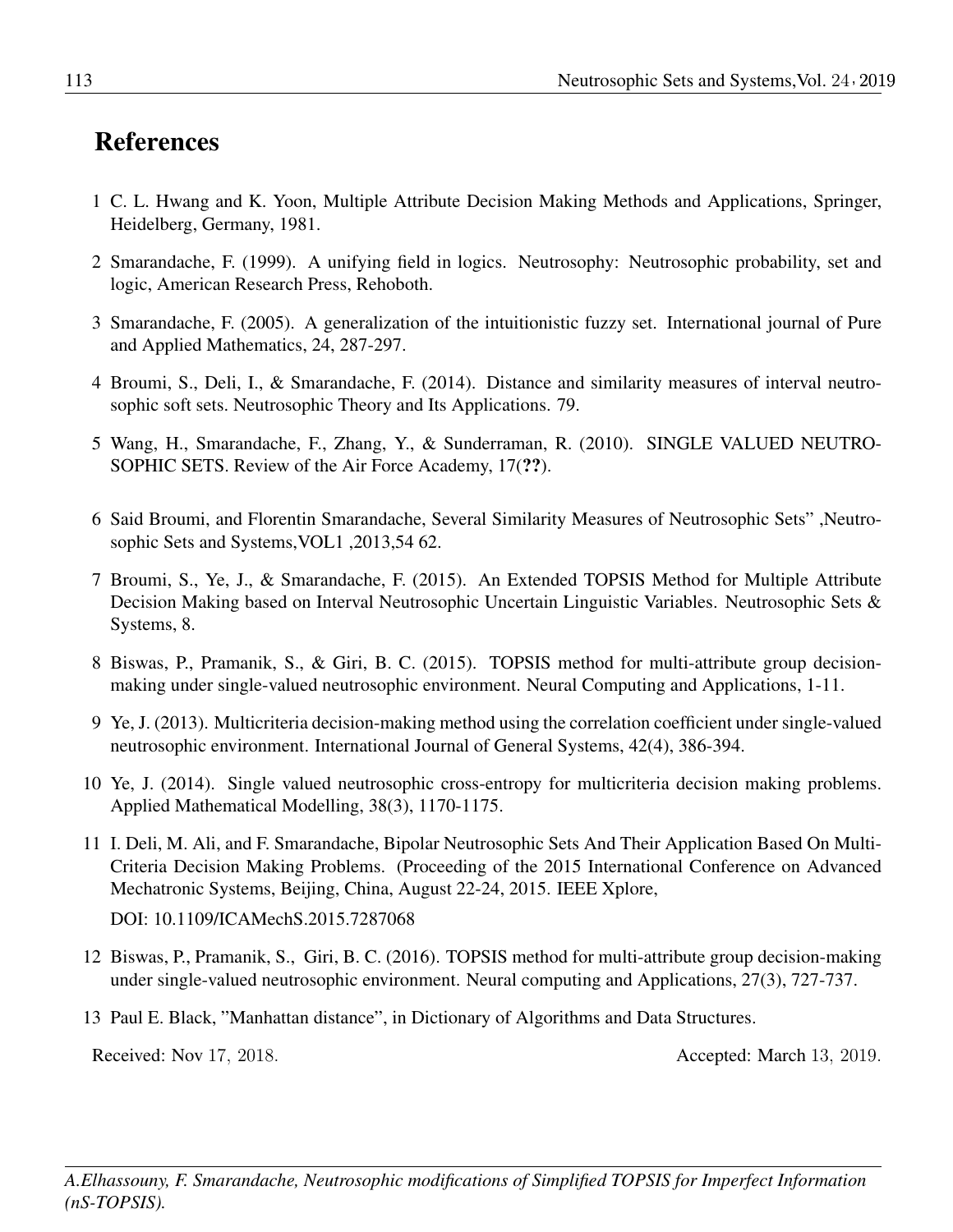# References

1 C. L. Hwang and K. Yoon, Multiple Attribute Decision Making Methods and Applications, Springer, Heidelberg, Germany, 1981.

2 Smarandache, F. (1999). A unifying field in logics. Neutrosophy: Neutrosophic probability, set and logic, American Research Press, Rehoboth.

3 Smarandache, F. (2005). A generalization of the intuitionistic fuzzy set. International journal of Pure and Applied Mathematics, 24, 287-297.

4 Broumi, S., Deli, I., & Smarandache, F. (2014). Distance and similarity measures of interval neutrosophic soft sets. Neutrosophic Theory and Its Applications. 79.

5 Wang, H., Smarandache, F., Zhang, Y., & Sunderraman, R. (2010). SINGLE VALUED NEUTROSOPHIC SETS. Review of the Air Force Academy, 17(**??**).

6 Said Broumi, and Florentin Smarandache, Several Similarity Measures of Neutrosophic Sets" ,Neutrosophic Sets and Systems,VOL1 ,2013,54 62.

7 Broumi, S., Ye, J., & Smarandache, F. (2015). An Extended TOPSIS Method for Multiple Attribute Decision Making based on Interval Neutrosophic Uncertain Linguistic Variables. Neutrosophic Sets & Systems, 8.

8 Biswas, P., Pramanik, S., & Giri, B. C. (2015). TOPSIS method for multi-attribute group decision-making under single-valued neutrosophic environment. Neural Computing and Applications, 1-11.

9 Ye, J. (2013). Multicriteria decision-making method using the correlation coefficient under single-valued neutrosophic environment. International Journal of General Systems, 42(4), 386-394.

10 Ye, J. (2014). Single valued neutrosophic cross-entropy for multicriteria decision making problems. Applied Mathematical Modelling, 38(3), 1170-1175.

11 I. Deli, M. Ali, and F. Smarandache, Bipolar Neutrosophic Sets And Their Application Based On Multi-Criteria Decision Making Problems. (Proceeding of the 2015 International Conference on Advanced Mechatronic Systems, Beijing, China, August 22-24, 2015. IEEE Xplore,

DOI: 10.1109/ICAMechS.2015.7287068

12 Biswas, P., Pramanik, S., Giri, B. C. (2016). TOPSIS method for multi-attribute group decision-making under single-valued neutrosophic environment. Neural computing and Applications, 27(3), 727-737.

13 Paul E. Black, "Manhattan distance", in Dictionary of Algorithms and Data Structures.

Received: Nov 17, 2018. Accepted: March 13, 2019.